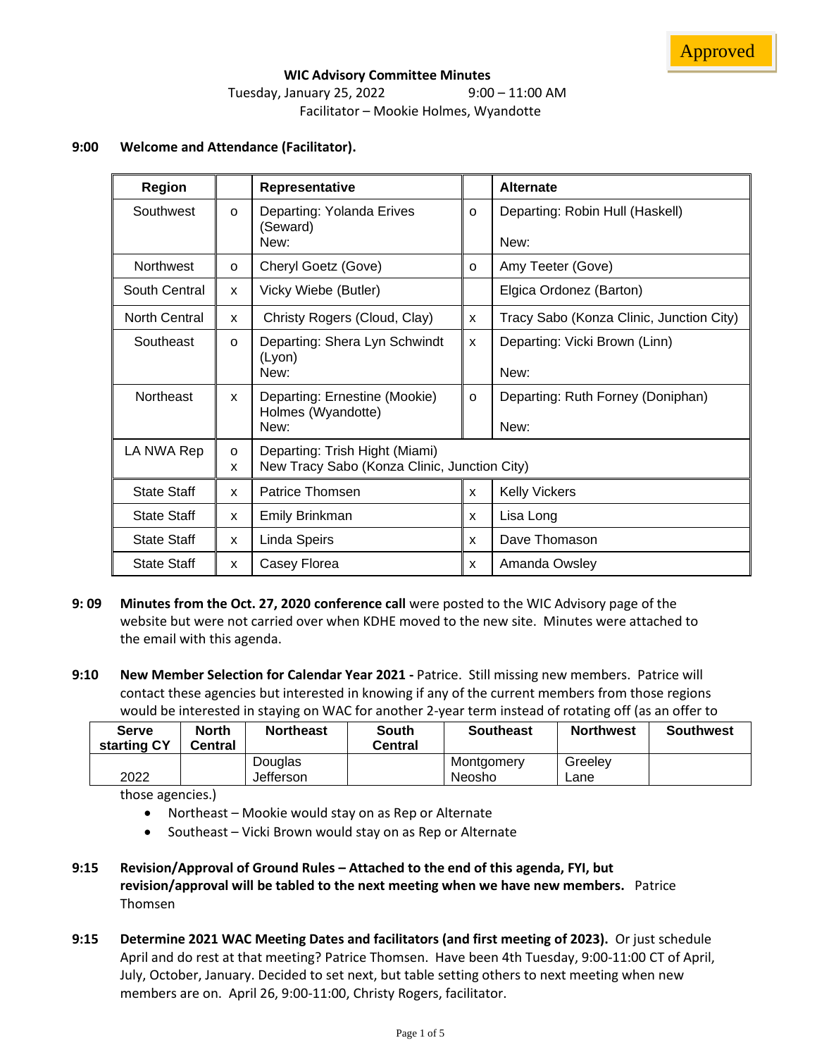Approved

**WIC Advisory Committee Minutes**

Tuesday, January 25, 2022 9:00 – 11:00 AM

Facilitator – Mookie Holmes, Wyandotte

**9:00 Welcome and Attendance (Facilitator).**

| Region | | Representative | | Alternate |
|---|---|---|---|---|
| Southwest | o | Departing: Yolanda Erives (Seward)<br>New: | o | Departing: Robin Hull (Haskell)<br>New: |
| Northwest | o | Cheryl Goetz (Gove) | o | Amy Teeter (Gove) |
| South Central | x | Vicky Wiebe (Butler) | | Elgica Ordonez (Barton) |
| North Central | x | Christy Rogers (Cloud, Clay) | x | Tracy Sabo (Konza Clinic, Junction City) |
| Southeast | o | Departing: Shera Lyn Schwindt (Lyon)<br>New: | x | Departing: Vicki Brown (Linn)<br>New: |
| Northeast | x | Departing: Ernestine (Mookie) Holmes (Wyandotte)<br>New: | o | Departing: Ruth Forney (Doniphan)<br>New: |
| LA NWA Rep | o<br>x | Departing: Trish Hight (Miami)<br>New Tracy Sabo (Konza Clinic, Junction City) | | |
| State Staff | x | Patrice Thomsen | x | Kelly Vickers |
| State Staff | x | Emily Brinkman | x | Lisa Long |
| State Staff | x | Linda Speirs | x | Dave Thomason |
| State Staff | x | Casey Florea | x | Amanda Owsley |

**9: 09 Minutes from the Oct. 27, 2020 conference call** were posted to the WIC Advisory page of the website but were not carried over when KDHE moved to the new site. Minutes were attached to the email with this agenda.

**9:10 New Member Selection for Calendar Year 2021 -** Patrice. Still missing new members. Patrice will contact these agencies but interested in knowing if any of the current members from those regions would be interested in staying on WAC for another 2-year term instead of rotating off (as an offer to those agencies.)

| Serve starting CY | North Central | Northeast | South Central | Southeast | Northwest | Southwest |
|---|---|---|---|---|---|---|
| 2022 | | Douglas<br>Jefferson | | Montgomery<br>Neosho | Greeley<br>Lane | |

- Northeast – Mookie would stay on as Rep or Alternate
- Southeast – Vicki Brown would stay on as Rep or Alternate

**9:15 Revision/Approval of Ground Rules – Attached to the end of this agenda, FYI, but revision/approval will be tabled to the next meeting when we have new members.** Patrice Thomsen

**9:15 Determine 2021 WAC Meeting Dates and facilitators (and first meeting of 2023).** Or just schedule April and do rest at that meeting? Patrice Thomsen. Have been 4th Tuesday, 9:00-11:00 CT of April, July, October, January. Decided to set next, but table setting others to next meeting when new members are on. April 26, 9:00-11:00, Christy Rogers, facilitator.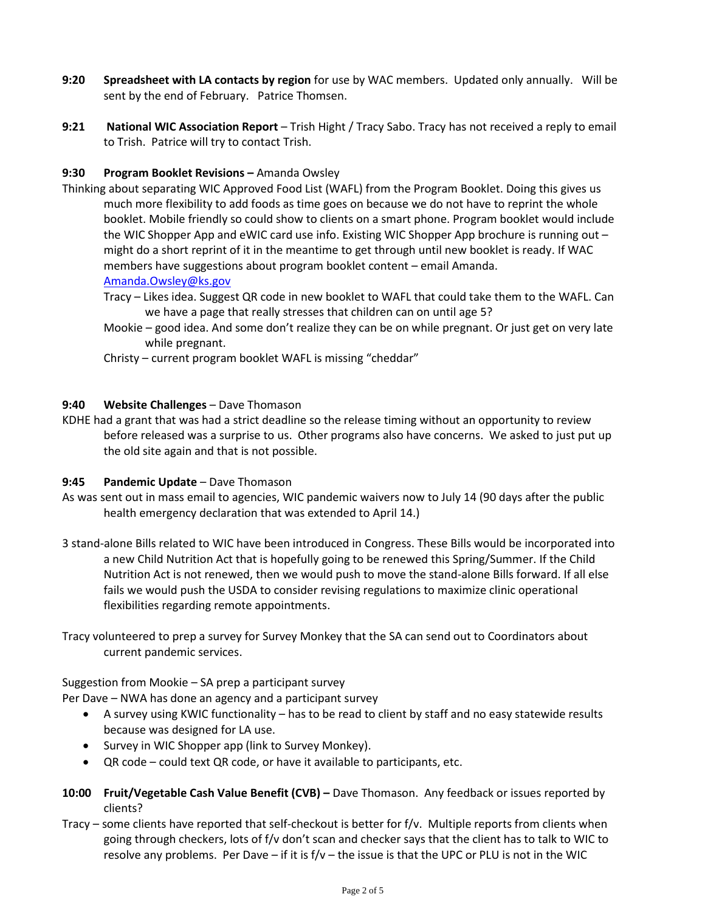**9:20 Spreadsheet with LA contacts by region** for use by WAC members. Updated only annually. Will be sent by the end of February. Patrice Thomsen.

**9:21 National WIC Association Report** – Trish Hight / Tracy Sabo. Tracy has not received a reply to email to Trish. Patrice will try to contact Trish.

**9:30 Program Booklet Revisions –** Amanda Owsley

Thinking about separating WIC Approved Food List (WAFL) from the Program Booklet. Doing this gives us much more flexibility to add foods as time goes on because we do not have to reprint the whole booklet. Mobile friendly so could show to clients on a smart phone. Program booklet would include the WIC Shopper App and eWIC card use info. Existing WIC Shopper App brochure is running out – might do a short reprint of it in the meantime to get through until new booklet is ready. If WAC members have suggestions about program booklet content – email Amanda. Amanda.Owsley@ks.gov

Tracy – Likes idea. Suggest QR code in new booklet to WAFL that could take them to the WAFL. Can we have a page that really stresses that children can on until age 5?

Mookie – good idea. And some don't realize they can be on while pregnant. Or just get on very late while pregnant.

Christy – current program booklet WAFL is missing "cheddar"

**9:40 Website Challenges** – Dave Thomason

KDHE had a grant that was had a strict deadline so the release timing without an opportunity to review before released was a surprise to us. Other programs also have concerns. We asked to just put up the old site again and that is not possible.

**9:45 Pandemic Update** – Dave Thomason

As was sent out in mass email to agencies, WIC pandemic waivers now to July 14 (90 days after the public health emergency declaration that was extended to April 14.)

3 stand-alone Bills related to WIC have been introduced in Congress. These Bills would be incorporated into a new Child Nutrition Act that is hopefully going to be renewed this Spring/Summer. If the Child Nutrition Act is not renewed, then we would push to move the stand-alone Bills forward. If all else fails we would push the USDA to consider revising regulations to maximize clinic operational flexibilities regarding remote appointments.

Tracy volunteered to prep a survey for Survey Monkey that the SA can send out to Coordinators about current pandemic services.

Suggestion from Mookie – SA prep a participant survey

Per Dave – NWA has done an agency and a participant survey

- A survey using KWIC functionality – has to be read to client by staff and no easy statewide results because was designed for LA use.
- Survey in WIC Shopper app (link to Survey Monkey).
- QR code – could text QR code, or have it available to participants, etc.

**10:00 Fruit/Vegetable Cash Value Benefit (CVB) –** Dave Thomason. Any feedback or issues reported by clients?

Tracy – some clients have reported that self-checkout is better for f/v. Multiple reports from clients when going through checkers, lots of f/v don't scan and checker says that the client has to talk to WIC to resolve any problems. Per Dave – if it is f/v – the issue is that the UPC or PLU is not in the WIC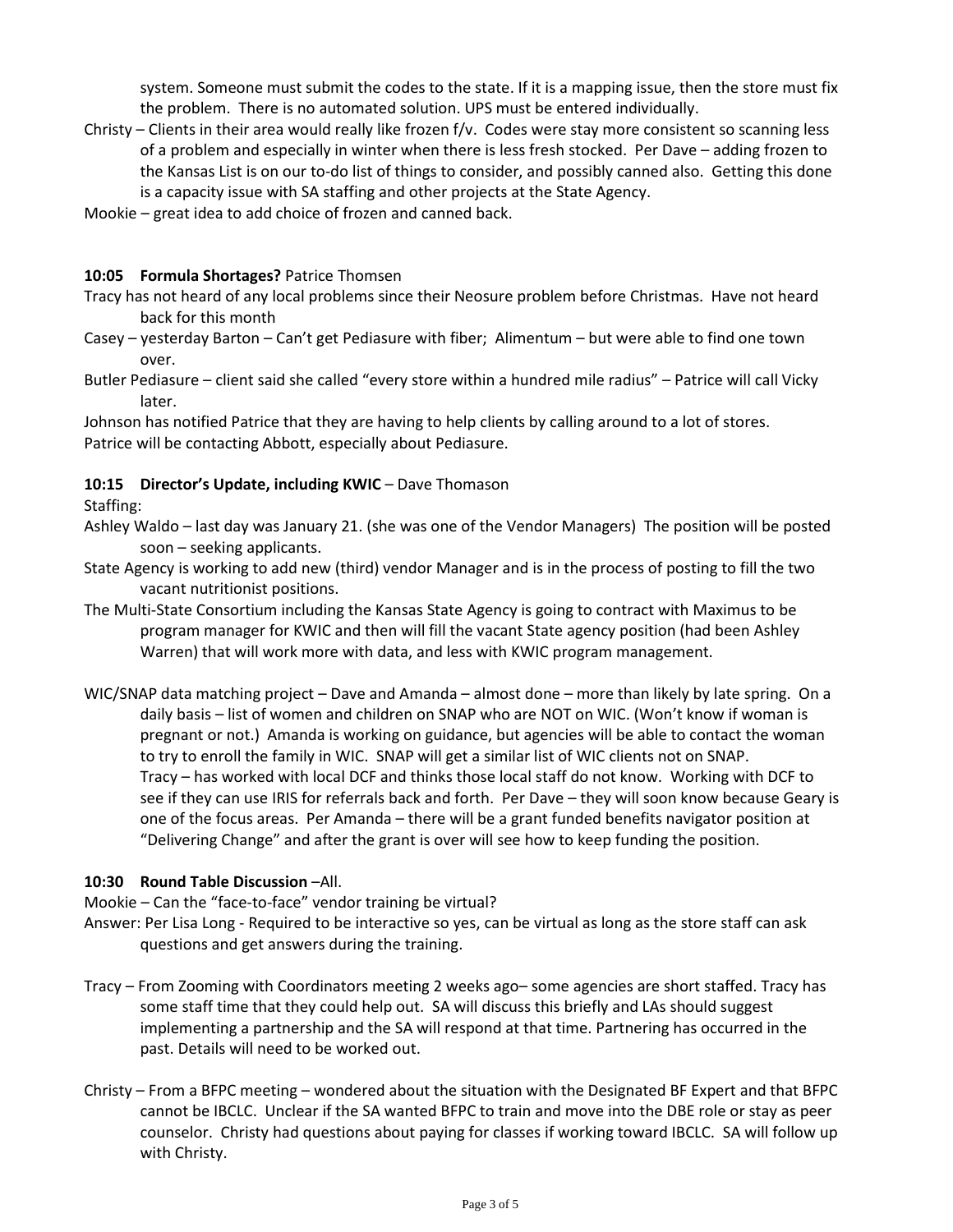system. Someone must submit the codes to the state. If it is a mapping issue, then the store must fix the problem. There is no automated solution. UPS must be entered individually.

Christy – Clients in their area would really like frozen f/v. Codes were stay more consistent so scanning less of a problem and especially in winter when there is less fresh stocked. Per Dave – adding frozen to the Kansas List is on our to-do list of things to consider, and possibly canned also. Getting this done is a capacity issue with SA staffing and other projects at the State Agency.

Mookie – great idea to add choice of frozen and canned back.

**10:05 Formula Shortages?** Patrice Thomsen

Tracy has not heard of any local problems since their Neosure problem before Christmas. Have not heard back for this month

Casey – yesterday Barton – Can't get Pediasure with fiber; Alimentum – but were able to find one town over.

Butler Pediasure – client said she called "every store within a hundred mile radius" – Patrice will call Vicky later.

Johnson has notified Patrice that they are having to help clients by calling around to a lot of stores.
Patrice will be contacting Abbott, especially about Pediasure.

**10:15 Director's Update, including KWIC** – Dave Thomason

Staffing:

Ashley Waldo – last day was January 21. (she was one of the Vendor Managers) The position will be posted soon – seeking applicants.

State Agency is working to add new (third) vendor Manager and is in the process of posting to fill the two vacant nutritionist positions.

The Multi-State Consortium including the Kansas State Agency is going to contract with Maximus to be program manager for KWIC and then will fill the vacant State agency position (had been Ashley Warren) that will work more with data, and less with KWIC program management.

WIC/SNAP data matching project – Dave and Amanda – almost done – more than likely by late spring. On a daily basis – list of women and children on SNAP who are NOT on WIC. (Won't know if woman is pregnant or not.) Amanda is working on guidance, but agencies will be able to contact the woman to try to enroll the family in WIC. SNAP will get a similar list of WIC clients not on SNAP. Tracy – has worked with local DCF and thinks those local staff do not know. Working with DCF to see if they can use IRIS for referrals back and forth. Per Dave – they will soon know because Geary is one of the focus areas. Per Amanda – there will be a grant funded benefits navigator position at "Delivering Change" and after the grant is over will see how to keep funding the position.

**10:30 Round Table Discussion** –All.

Mookie – Can the "face-to-face" vendor training be virtual?

Answer: Per Lisa Long - Required to be interactive so yes, can be virtual as long as the store staff can ask questions and get answers during the training.

Tracy – From Zooming with Coordinators meeting 2 weeks ago– some agencies are short staffed. Tracy has some staff time that they could help out. SA will discuss this briefly and LAs should suggest implementing a partnership and the SA will respond at that time. Partnering has occurred in the past. Details will need to be worked out.

Christy – From a BFPC meeting – wondered about the situation with the Designated BF Expert and that BFPC cannot be IBCLC. Unclear if the SA wanted BFPC to train and move into the DBE role or stay as peer counselor. Christy had questions about paying for classes if working toward IBCLC. SA will follow up with Christy.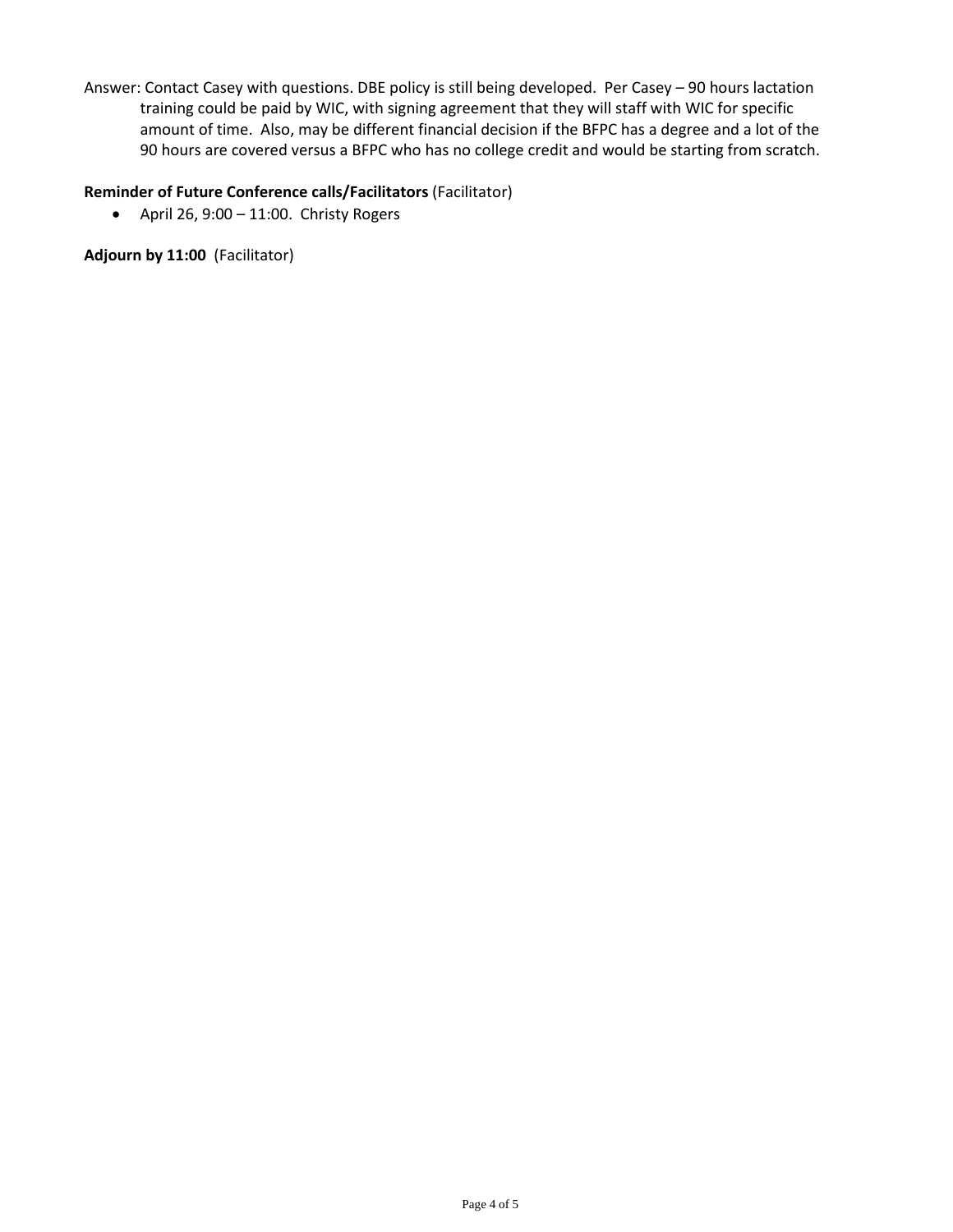Answer: Contact Casey with questions. DBE policy is still being developed. Per Casey – 90 hours lactation training could be paid by WIC, with signing agreement that they will staff with WIC for specific amount of time. Also, may be different financial decision if the BFPC has a degree and a lot of the 90 hours are covered versus a BFPC who has no college credit and would be starting from scratch.

**Reminder of Future Conference calls/Facilitators** (Facilitator)

- April 26, 9:00 – 11:00. Christy Rogers

**Adjourn by 11:00** (Facilitator)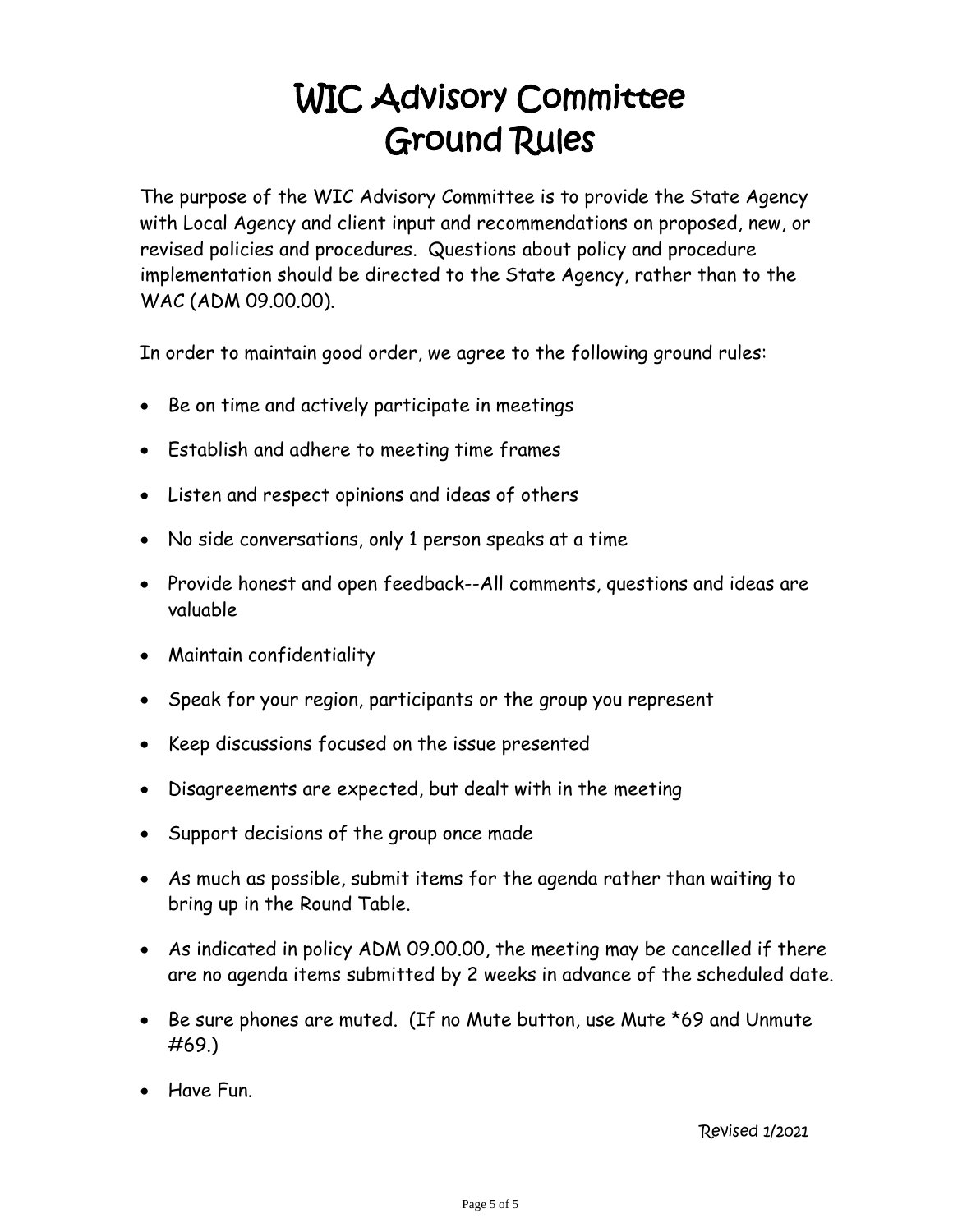# WIC Advisory Committee Ground Rules

The purpose of the WIC Advisory Committee is to provide the State Agency with Local Agency and client input and recommendations on proposed, new, or revised policies and procedures. Questions about policy and procedure implementation should be directed to the State Agency, rather than to the WAC (ADM 09.00.00).

In order to maintain good order, we agree to the following ground rules:

- Be on time and actively participate in meetings
- Establish and adhere to meeting time frames
- Listen and respect opinions and ideas of others
- No side conversations, only 1 person speaks at a time
- Provide honest and open feedback--All comments, questions and ideas are valuable
- Maintain confidentiality
- Speak for your region, participants or the group you represent
- Keep discussions focused on the issue presented
- Disagreements are expected, but dealt with in the meeting
- Support decisions of the group once made
- As much as possible, submit items for the agenda rather than waiting to bring up in the Round Table.
- As indicated in policy ADM 09.00.00, the meeting may be cancelled if there are no agenda items submitted by 2 weeks in advance of the scheduled date.
- Be sure phones are muted. (If no Mute button, use Mute *69 and Unmute #69.)
- Have Fun.

*Revised 1/2021*